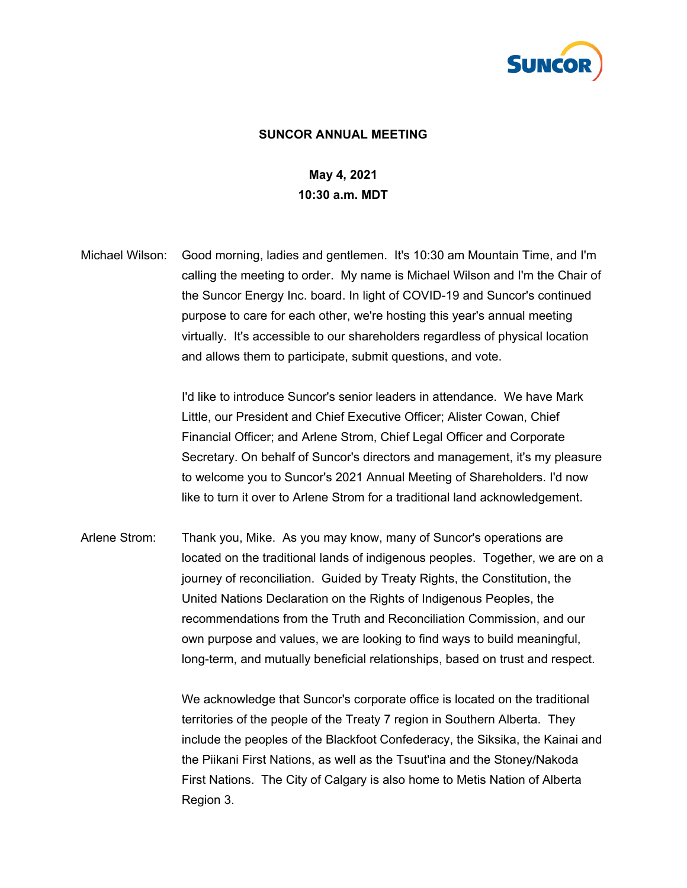# SUNCOR ANNUAL MEETING

**May 4, 2021**
**10:30 a.m. MDT**

Michael Wilson: Good morning, ladies and gentlemen. It's 10:30 am Mountain Time, and I'm calling the meeting to order. My name is Michael Wilson and I'm the Chair of the Suncor Energy Inc. board. In light of COVID-19 and Suncor's continued purpose to care for each other, we're hosting this year's annual meeting virtually. It's accessible to our shareholders regardless of physical location and allows them to participate, submit questions, and vote.

I'd like to introduce Suncor's senior leaders in attendance. We have Mark Little, our President and Chief Executive Officer; Alister Cowan, Chief Financial Officer; and Arlene Strom, Chief Legal Officer and Corporate Secretary. On behalf of Suncor's directors and management, it's my pleasure to welcome you to Suncor's 2021 Annual Meeting of Shareholders. I'd now like to turn it over to Arlene Strom for a traditional land acknowledgement.

Arlene Strom: Thank you, Mike. As you may know, many of Suncor's operations are located on the traditional lands of indigenous peoples. Together, we are on a journey of reconciliation. Guided by Treaty Rights, the Constitution, the United Nations Declaration on the Rights of Indigenous Peoples, the recommendations from the Truth and Reconciliation Commission, and our own purpose and values, we are looking to find ways to build meaningful, long-term, and mutually beneficial relationships, based on trust and respect.

We acknowledge that Suncor's corporate office is located on the traditional territories of the people of the Treaty 7 region in Southern Alberta. They include the peoples of the Blackfoot Confederacy, the Siksika, the Kainai and the Piikani First Nations, as well as the Tsuut'ina and the Stoney/Nakoda First Nations. The City of Calgary is also home to Metis Nation of Alberta Region 3.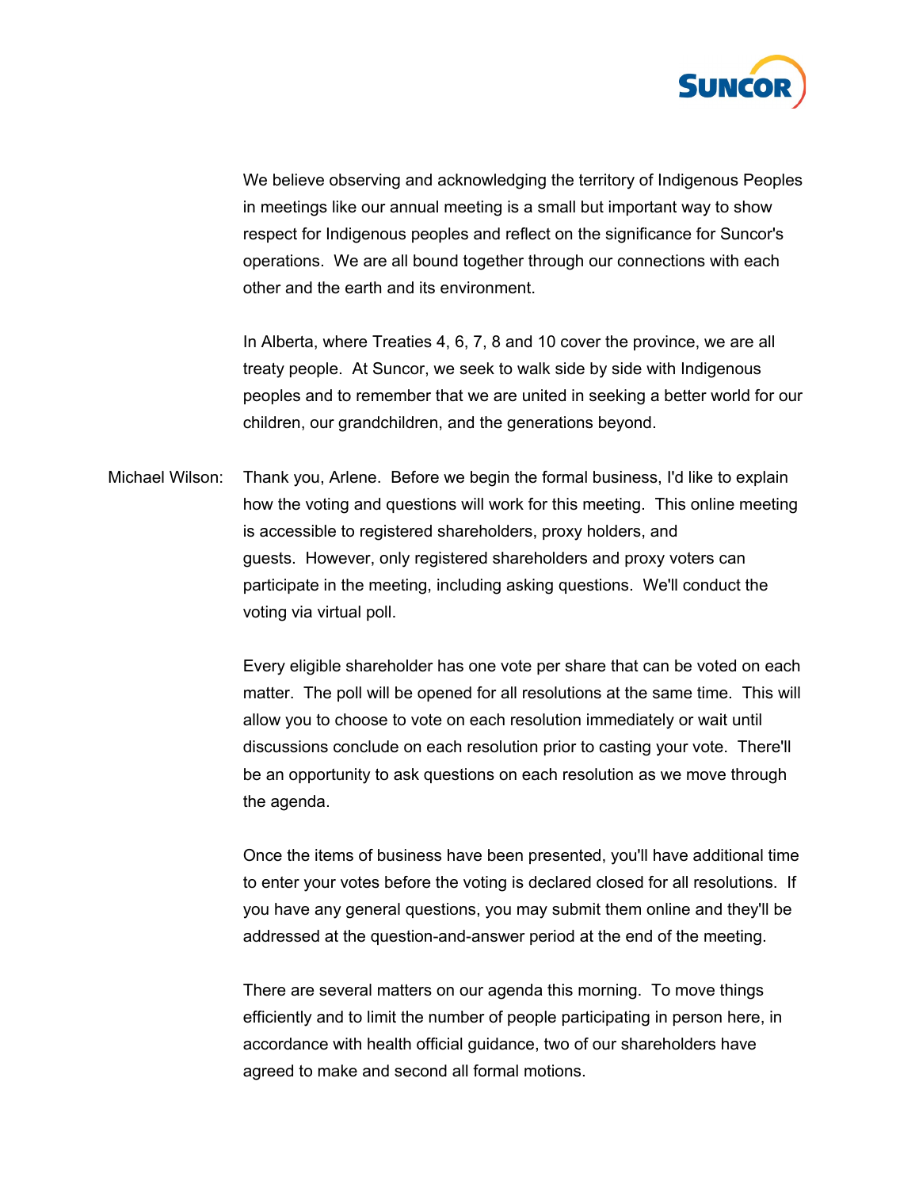We believe observing and acknowledging the territory of Indigenous Peoples in meetings like our annual meeting is a small but important way to show respect for Indigenous peoples and reflect on the significance for Suncor's operations. We are all bound together through our connections with each other and the earth and its environment.

In Alberta, where Treaties 4, 6, 7, 8 and 10 cover the province, we are all treaty people. At Suncor, we seek to walk side by side with Indigenous peoples and to remember that we are united in seeking a better world for our children, our grandchildren, and the generations beyond.

Michael Wilson: Thank you, Arlene. Before we begin the formal business, I'd like to explain how the voting and questions will work for this meeting. This online meeting is accessible to registered shareholders, proxy holders, and guests. However, only registered shareholders and proxy voters can participate in the meeting, including asking questions. We'll conduct the voting via virtual poll.

Every eligible shareholder has one vote per share that can be voted on each matter. The poll will be opened for all resolutions at the same time. This will allow you to choose to vote on each resolution immediately or wait until discussions conclude on each resolution prior to casting your vote. There'll be an opportunity to ask questions on each resolution as we move through the agenda.

Once the items of business have been presented, you'll have additional time to enter your votes before the voting is declared closed for all resolutions. If you have any general questions, you may submit them online and they'll be addressed at the question-and-answer period at the end of the meeting.

There are several matters on our agenda this morning. To move things efficiently and to limit the number of people participating in person here, in accordance with health official guidance, two of our shareholders have agreed to make and second all formal motions.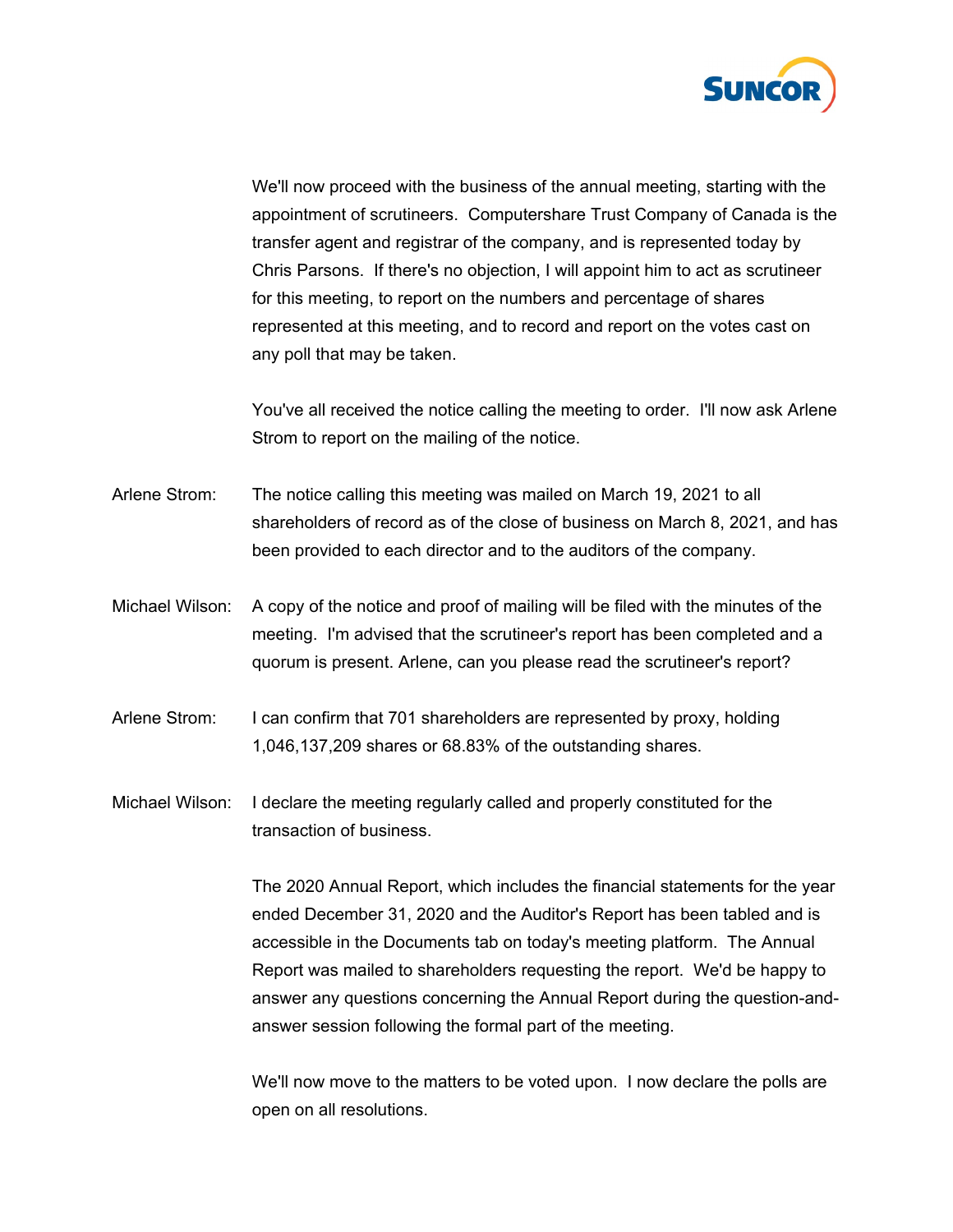We'll now proceed with the business of the annual meeting, starting with the appointment of scrutineers. Computershare Trust Company of Canada is the transfer agent and registrar of the company, and is represented today by Chris Parsons. If there's no objection, I will appoint him to act as scrutineer for this meeting, to report on the numbers and percentage of shares represented at this meeting, and to record and report on the votes cast on any poll that may be taken.

You've all received the notice calling the meeting to order. I'll now ask Arlene Strom to report on the mailing of the notice.

Arlene Strom: The notice calling this meeting was mailed on March 19, 2021 to all shareholders of record as of the close of business on March 8, 2021, and has been provided to each director and to the auditors of the company.

Michael Wilson: A copy of the notice and proof of mailing will be filed with the minutes of the meeting. I'm advised that the scrutineer's report has been completed and a quorum is present. Arlene, can you please read the scrutineer's report?

Arlene Strom: I can confirm that 701 shareholders are represented by proxy, holding 1,046,137,209 shares or 68.83% of the outstanding shares.

Michael Wilson: I declare the meeting regularly called and properly constituted for the transaction of business.

The 2020 Annual Report, which includes the financial statements for the year ended December 31, 2020 and the Auditor's Report has been tabled and is accessible in the Documents tab on today's meeting platform. The Annual Report was mailed to shareholders requesting the report. We'd be happy to answer any questions concerning the Annual Report during the question-and-answer session following the formal part of the meeting.

We'll now move to the matters to be voted upon. I now declare the polls are open on all resolutions.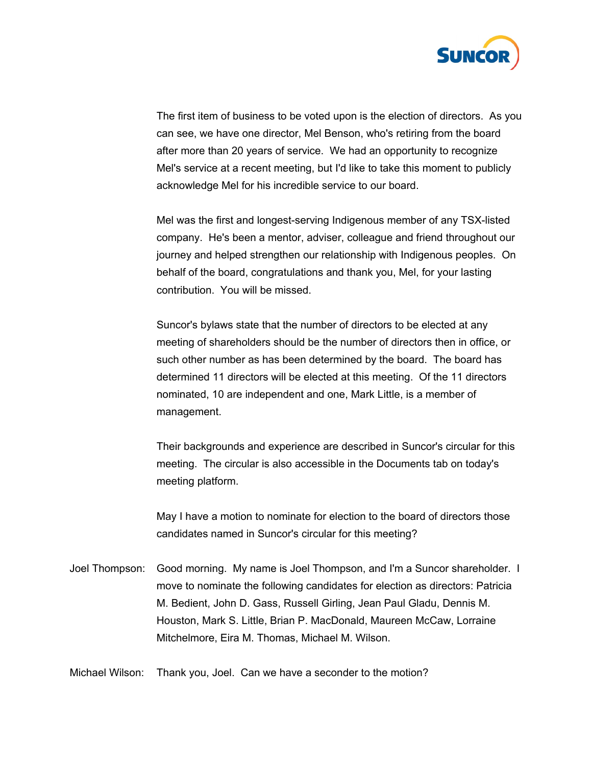The first item of business to be voted upon is the election of directors. As you can see, we have one director, Mel Benson, who's retiring from the board after more than 20 years of service. We had an opportunity to recognize Mel's service at a recent meeting, but I'd like to take this moment to publicly acknowledge Mel for his incredible service to our board.

Mel was the first and longest-serving Indigenous member of any TSX-listed company. He's been a mentor, adviser, colleague and friend throughout our journey and helped strengthen our relationship with Indigenous peoples. On behalf of the board, congratulations and thank you, Mel, for your lasting contribution. You will be missed.

Suncor's bylaws state that the number of directors to be elected at any meeting of shareholders should be the number of directors then in office, or such other number as has been determined by the board. The board has determined 11 directors will be elected at this meeting. Of the 11 directors nominated, 10 are independent and one, Mark Little, is a member of management.

Their backgrounds and experience are described in Suncor's circular for this meeting. The circular is also accessible in the Documents tab on today's meeting platform.

May I have a motion to nominate for election to the board of directors those candidates named in Suncor's circular for this meeting?

Joel Thompson: Good morning. My name is Joel Thompson, and I'm a Suncor shareholder. I move to nominate the following candidates for election as directors: Patricia M. Bedient, John D. Gass, Russell Girling, Jean Paul Gladu, Dennis M. Houston, Mark S. Little, Brian P. MacDonald, Maureen McCaw, Lorraine Mitchelmore, Eira M. Thomas, Michael M. Wilson.

Michael Wilson: Thank you, Joel. Can we have a seconder to the motion?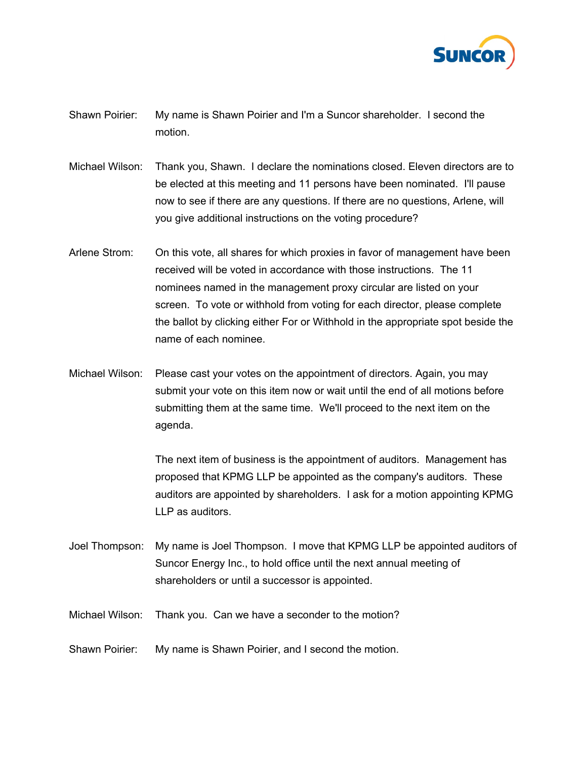Shawn Poirier: My name is Shawn Poirier and I'm a Suncor shareholder. I second the motion.

Michael Wilson: Thank you, Shawn. I declare the nominations closed. Eleven directors are to be elected at this meeting and 11 persons have been nominated. I'll pause now to see if there are any questions. If there are no questions, Arlene, will you give additional instructions on the voting procedure?

Arlene Strom: On this vote, all shares for which proxies in favor of management have been received will be voted in accordance with those instructions. The 11 nominees named in the management proxy circular are listed on your screen. To vote or withhold from voting for each director, please complete the ballot by clicking either For or Withhold in the appropriate spot beside the name of each nominee.

Michael Wilson: Please cast your votes on the appointment of directors. Again, you may submit your vote on this item now or wait until the end of all motions before submitting them at the same time. We'll proceed to the next item on the agenda.

The next item of business is the appointment of auditors. Management has proposed that KPMG LLP be appointed as the company's auditors. These auditors are appointed by shareholders. I ask for a motion appointing KPMG LLP as auditors.

Joel Thompson: My name is Joel Thompson. I move that KPMG LLP be appointed auditors of Suncor Energy Inc., to hold office until the next annual meeting of shareholders or until a successor is appointed.

Michael Wilson: Thank you. Can we have a seconder to the motion?

Shawn Poirier: My name is Shawn Poirier, and I second the motion.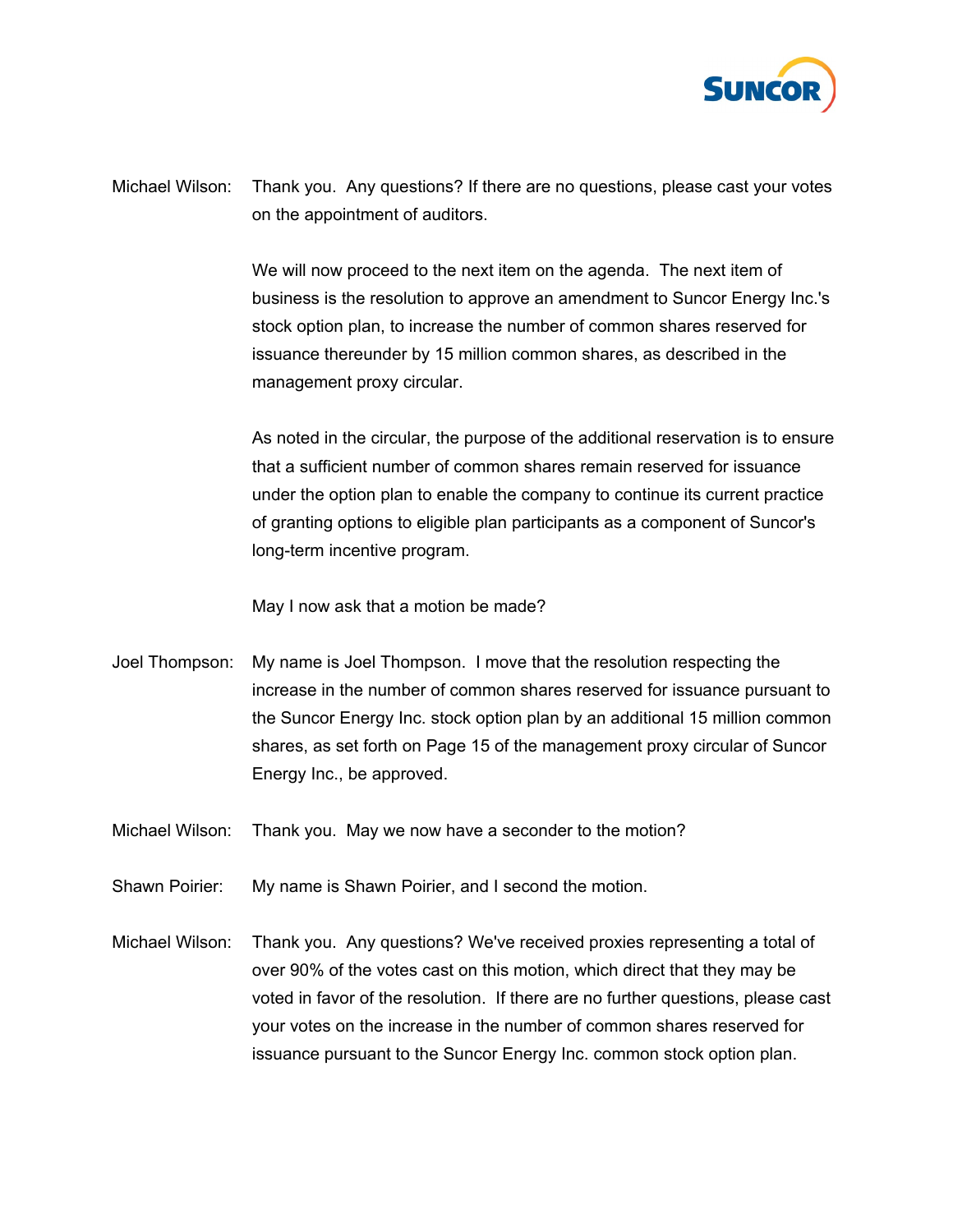Michael Wilson: Thank you. Any questions? If there are no questions, please cast your votes on the appointment of auditors.

We will now proceed to the next item on the agenda. The next item of business is the resolution to approve an amendment to Suncor Energy Inc.'s stock option plan, to increase the number of common shares reserved for issuance thereunder by 15 million common shares, as described in the management proxy circular.

As noted in the circular, the purpose of the additional reservation is to ensure that a sufficient number of common shares remain reserved for issuance under the option plan to enable the company to continue its current practice of granting options to eligible plan participants as a component of Suncor's long-term incentive program.

May I now ask that a motion be made?

Joel Thompson: My name is Joel Thompson. I move that the resolution respecting the increase in the number of common shares reserved for issuance pursuant to the Suncor Energy Inc. stock option plan by an additional 15 million common shares, as set forth on Page 15 of the management proxy circular of Suncor Energy Inc., be approved.

Michael Wilson: Thank you. May we now have a seconder to the motion?

Shawn Poirier: My name is Shawn Poirier, and I second the motion.

Michael Wilson: Thank you. Any questions? We've received proxies representing a total of over 90% of the votes cast on this motion, which direct that they may be voted in favor of the resolution. If there are no further questions, please cast your votes on the increase in the number of common shares reserved for issuance pursuant to the Suncor Energy Inc. common stock option plan.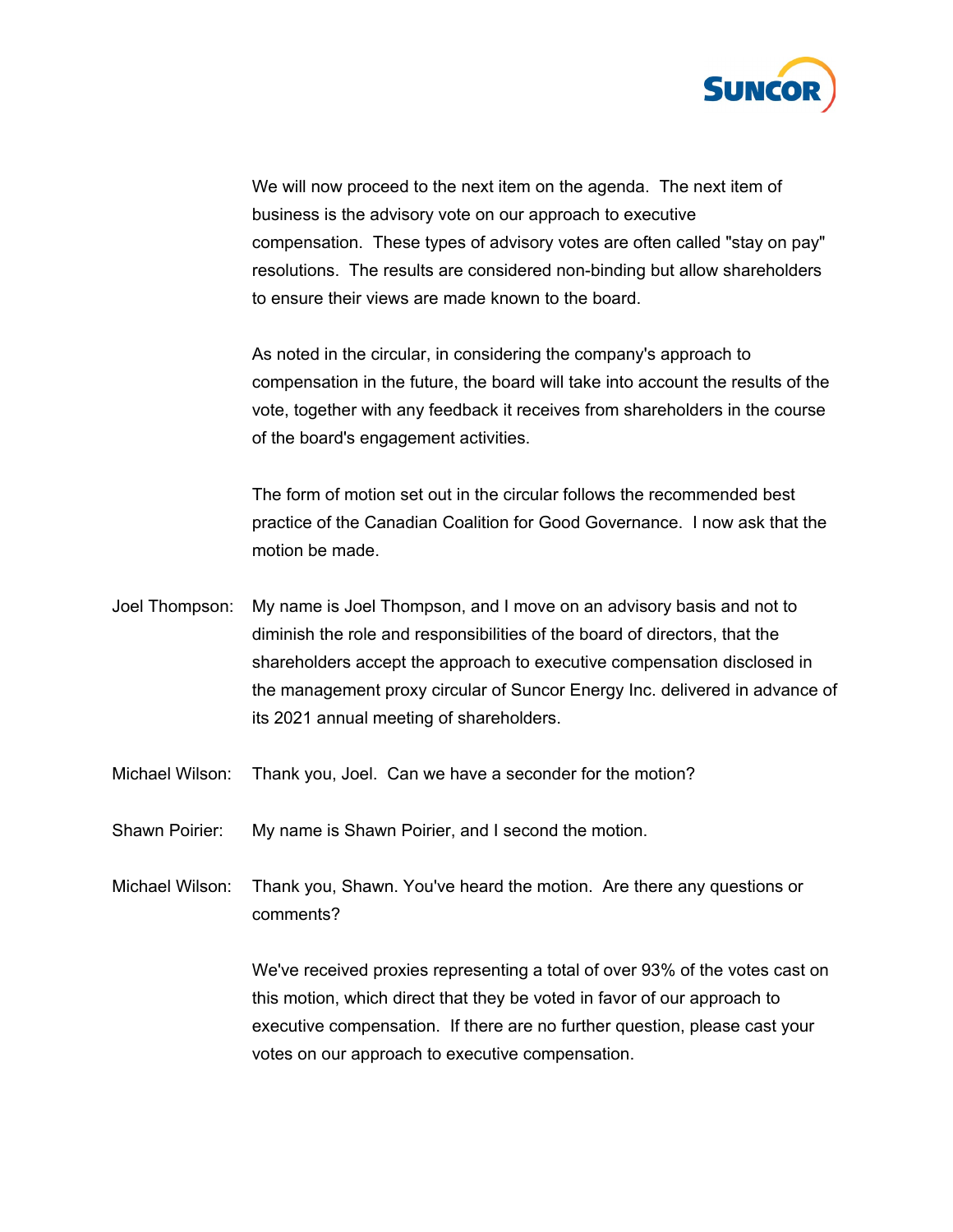We will now proceed to the next item on the agenda. The next item of business is the advisory vote on our approach to executive compensation. These types of advisory votes are often called "stay on pay" resolutions. The results are considered non-binding but allow shareholders to ensure their views are made known to the board.

As noted in the circular, in considering the company's approach to compensation in the future, the board will take into account the results of the vote, together with any feedback it receives from shareholders in the course of the board's engagement activities.

The form of motion set out in the circular follows the recommended best practice of the Canadian Coalition for Good Governance. I now ask that the motion be made.

Joel Thompson: My name is Joel Thompson, and I move on an advisory basis and not to diminish the role and responsibilities of the board of directors, that the shareholders accept the approach to executive compensation disclosed in the management proxy circular of Suncor Energy Inc. delivered in advance of its 2021 annual meeting of shareholders.

Michael Wilson: Thank you, Joel. Can we have a seconder for the motion?

Shawn Poirier: My name is Shawn Poirier, and I second the motion.

Michael Wilson: Thank you, Shawn. You've heard the motion. Are there any questions or comments?

We've received proxies representing a total of over 93% of the votes cast on this motion, which direct that they be voted in favor of our approach to executive compensation. If there are no further question, please cast your votes on our approach to executive compensation.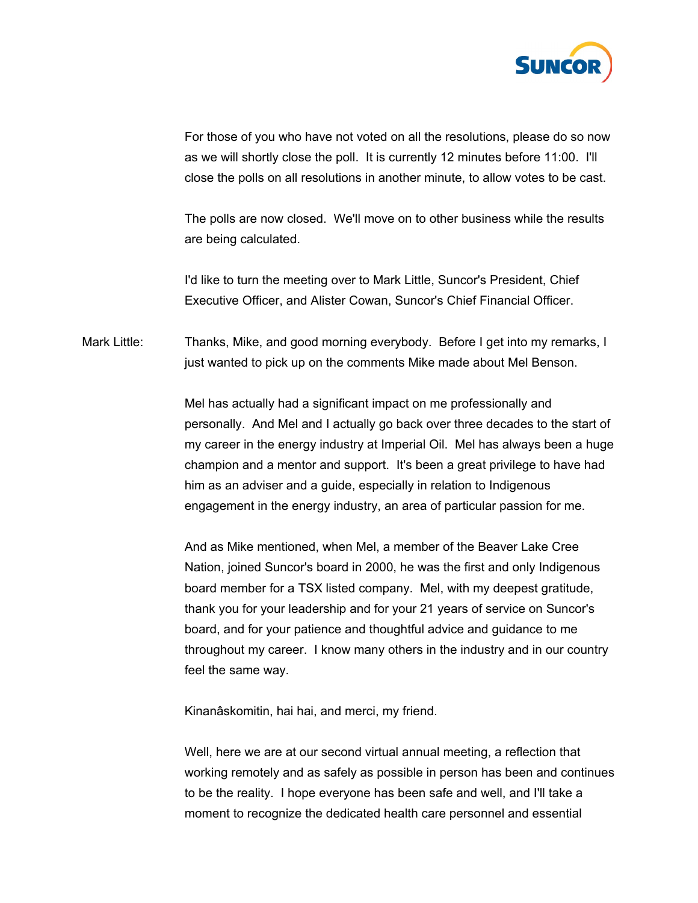For those of you who have not voted on all the resolutions, please do so now as we will shortly close the poll. It is currently 12 minutes before 11:00. I'll close the polls on all resolutions in another minute, to allow votes to be cast.

The polls are now closed. We'll move on to other business while the results are being calculated.

I'd like to turn the meeting over to Mark Little, Suncor's President, Chief Executive Officer, and Alister Cowan, Suncor's Chief Financial Officer.

Mark Little: Thanks, Mike, and good morning everybody. Before I get into my remarks, I just wanted to pick up on the comments Mike made about Mel Benson.

Mel has actually had a significant impact on me professionally and personally. And Mel and I actually go back over three decades to the start of my career in the energy industry at Imperial Oil. Mel has always been a huge champion and a mentor and support. It's been a great privilege to have had him as an adviser and a guide, especially in relation to Indigenous engagement in the energy industry, an area of particular passion for me.

And as Mike mentioned, when Mel, a member of the Beaver Lake Cree Nation, joined Suncor's board in 2000, he was the first and only Indigenous board member for a TSX listed company. Mel, with my deepest gratitude, thank you for your leadership and for your 21 years of service on Suncor's board, and for your patience and thoughtful advice and guidance to me throughout my career. I know many others in the industry and in our country feel the same way.

Kinanâskomitin, hai hai, and merci, my friend.

Well, here we are at our second virtual annual meeting, a reflection that working remotely and as safely as possible in person has been and continues to be the reality. I hope everyone has been safe and well, and I'll take a moment to recognize the dedicated health care personnel and essential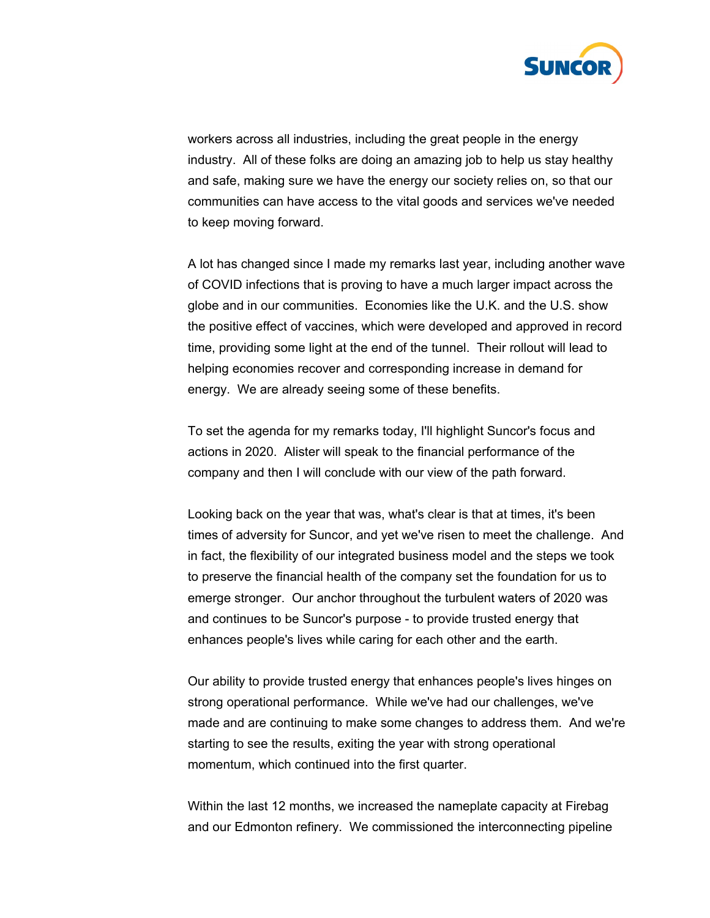workers across all industries, including the great people in the energy industry. All of these folks are doing an amazing job to help us stay healthy and safe, making sure we have the energy our society relies on, so that our communities can have access to the vital goods and services we've needed to keep moving forward.

A lot has changed since I made my remarks last year, including another wave of COVID infections that is proving to have a much larger impact across the globe and in our communities. Economies like the U.K. and the U.S. show the positive effect of vaccines, which were developed and approved in record time, providing some light at the end of the tunnel. Their rollout will lead to helping economies recover and corresponding increase in demand for energy. We are already seeing some of these benefits.

To set the agenda for my remarks today, I'll highlight Suncor's focus and actions in 2020. Alister will speak to the financial performance of the company and then I will conclude with our view of the path forward.

Looking back on the year that was, what's clear is that at times, it's been times of adversity for Suncor, and yet we've risen to meet the challenge. And in fact, the flexibility of our integrated business model and the steps we took to preserve the financial health of the company set the foundation for us to emerge stronger. Our anchor throughout the turbulent waters of 2020 was and continues to be Suncor's purpose - to provide trusted energy that enhances people's lives while caring for each other and the earth.

Our ability to provide trusted energy that enhances people's lives hinges on strong operational performance. While we've had our challenges, we've made and are continuing to make some changes to address them. And we're starting to see the results, exiting the year with strong operational momentum, which continued into the first quarter.

Within the last 12 months, we increased the nameplate capacity at Firebag and our Edmonton refinery. We commissioned the interconnecting pipeline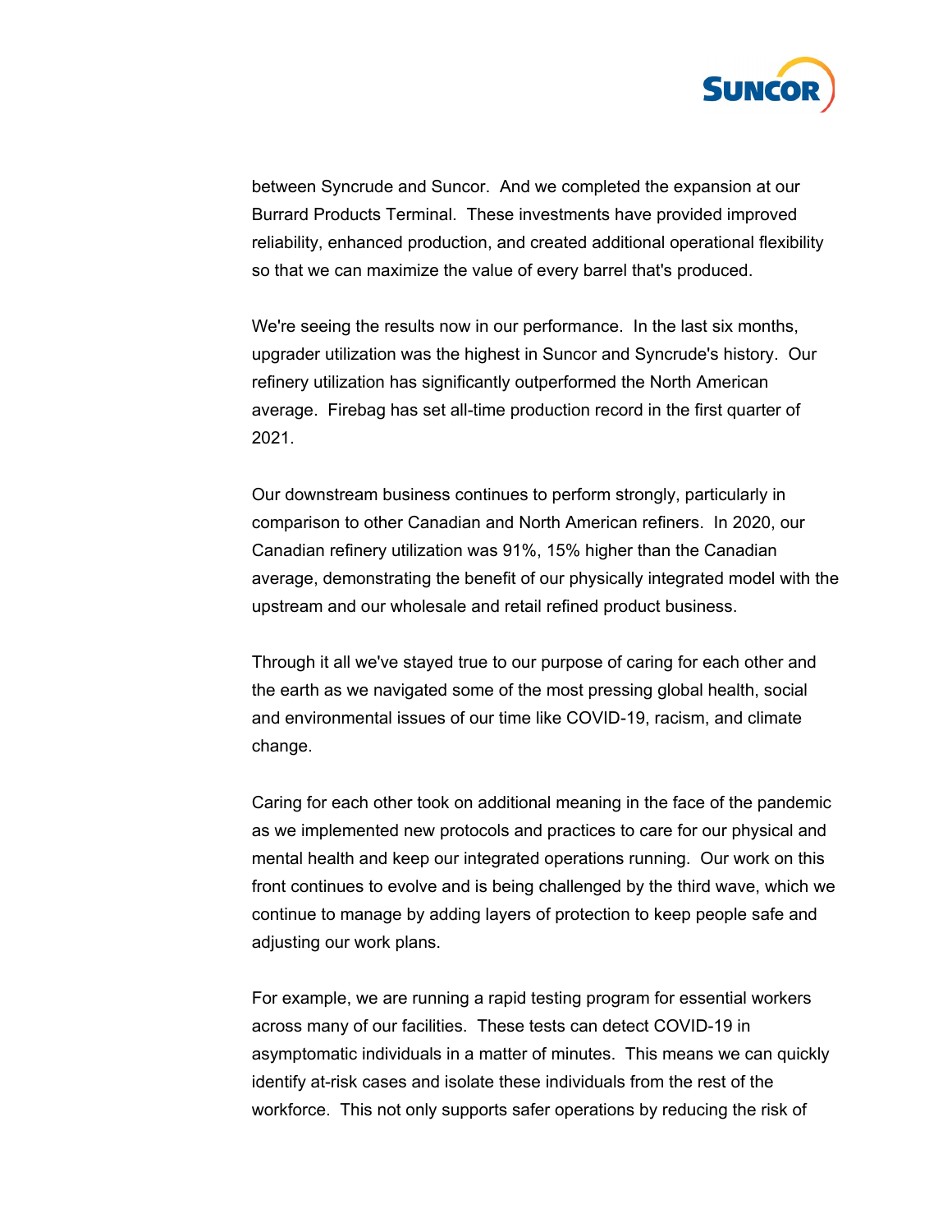between Syncrude and Suncor. And we completed the expansion at our Burrard Products Terminal. These investments have provided improved reliability, enhanced production, and created additional operational flexibility so that we can maximize the value of every barrel that's produced.

We're seeing the results now in our performance. In the last six months, upgrader utilization was the highest in Suncor and Syncrude's history. Our refinery utilization has significantly outperformed the North American average. Firebag has set all-time production record in the first quarter of 2021.

Our downstream business continues to perform strongly, particularly in comparison to other Canadian and North American refiners. In 2020, our Canadian refinery utilization was 91%, 15% higher than the Canadian average, demonstrating the benefit of our physically integrated model with the upstream and our wholesale and retail refined product business.

Through it all we've stayed true to our purpose of caring for each other and the earth as we navigated some of the most pressing global health, social and environmental issues of our time like COVID-19, racism, and climate change.

Caring for each other took on additional meaning in the face of the pandemic as we implemented new protocols and practices to care for our physical and mental health and keep our integrated operations running. Our work on this front continues to evolve and is being challenged by the third wave, which we continue to manage by adding layers of protection to keep people safe and adjusting our work plans.

For example, we are running a rapid testing program for essential workers across many of our facilities. These tests can detect COVID-19 in asymptomatic individuals in a matter of minutes. This means we can quickly identify at-risk cases and isolate these individuals from the rest of the workforce. This not only supports safer operations by reducing the risk of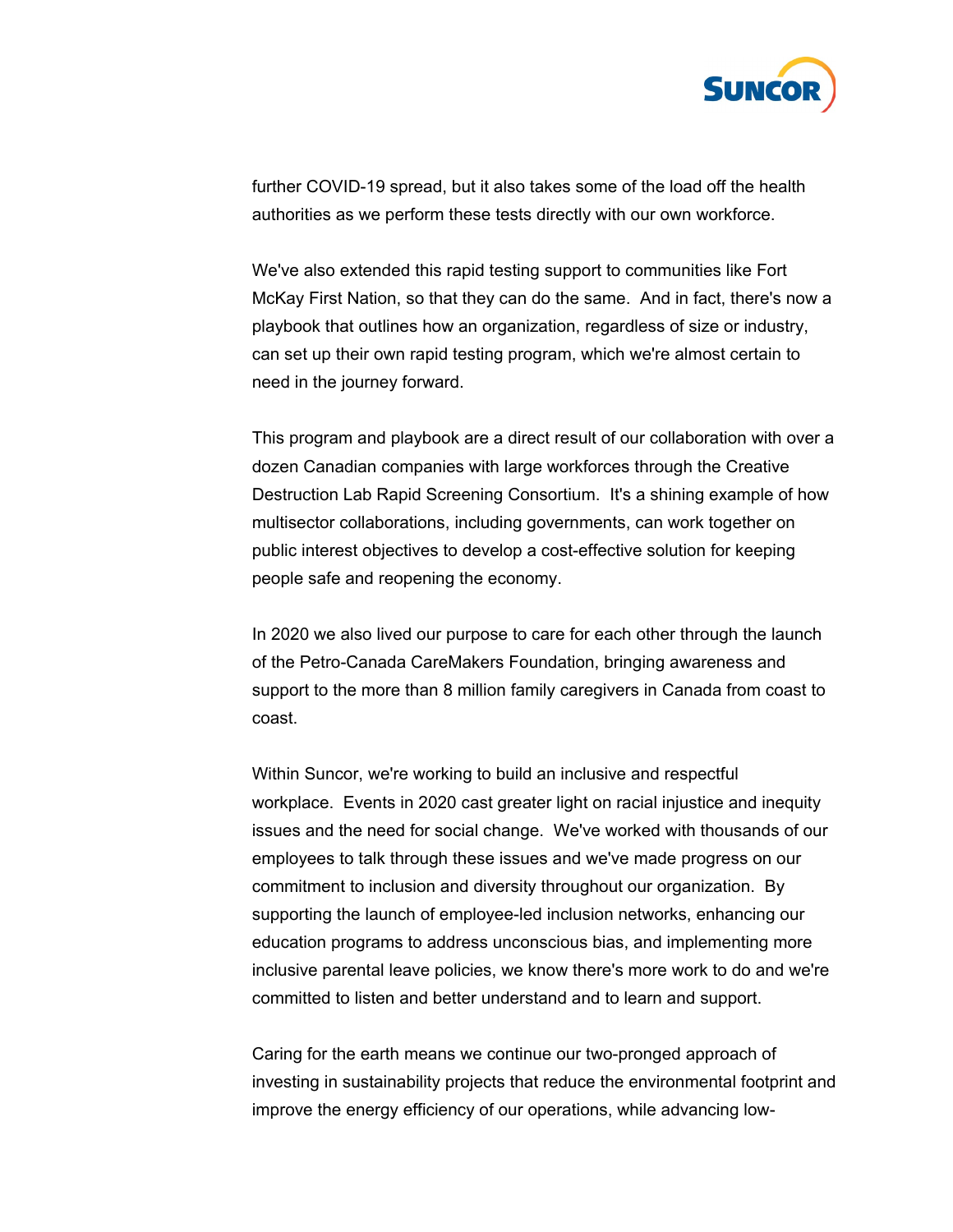further COVID-19 spread, but it also takes some of the load off the health authorities as we perform these tests directly with our own workforce.

We've also extended this rapid testing support to communities like Fort McKay First Nation, so that they can do the same. And in fact, there's now a playbook that outlines how an organization, regardless of size or industry, can set up their own rapid testing program, which we're almost certain to need in the journey forward.

This program and playbook are a direct result of our collaboration with over a dozen Canadian companies with large workforces through the Creative Destruction Lab Rapid Screening Consortium. It's a shining example of how multisector collaborations, including governments, can work together on public interest objectives to develop a cost-effective solution for keeping people safe and reopening the economy.

In 2020 we also lived our purpose to care for each other through the launch of the Petro-Canada CareMakers Foundation, bringing awareness and support to the more than 8 million family caregivers in Canada from coast to coast.

Within Suncor, we're working to build an inclusive and respectful workplace. Events in 2020 cast greater light on racial injustice and inequity issues and the need for social change. We've worked with thousands of our employees to talk through these issues and we've made progress on our commitment to inclusion and diversity throughout our organization. By supporting the launch of employee-led inclusion networks, enhancing our education programs to address unconscious bias, and implementing more inclusive parental leave policies, we know there's more work to do and we're committed to listen and better understand and to learn and support.

Caring for the earth means we continue our two-pronged approach of investing in sustainability projects that reduce the environmental footprint and improve the energy efficiency of our operations, while advancing low-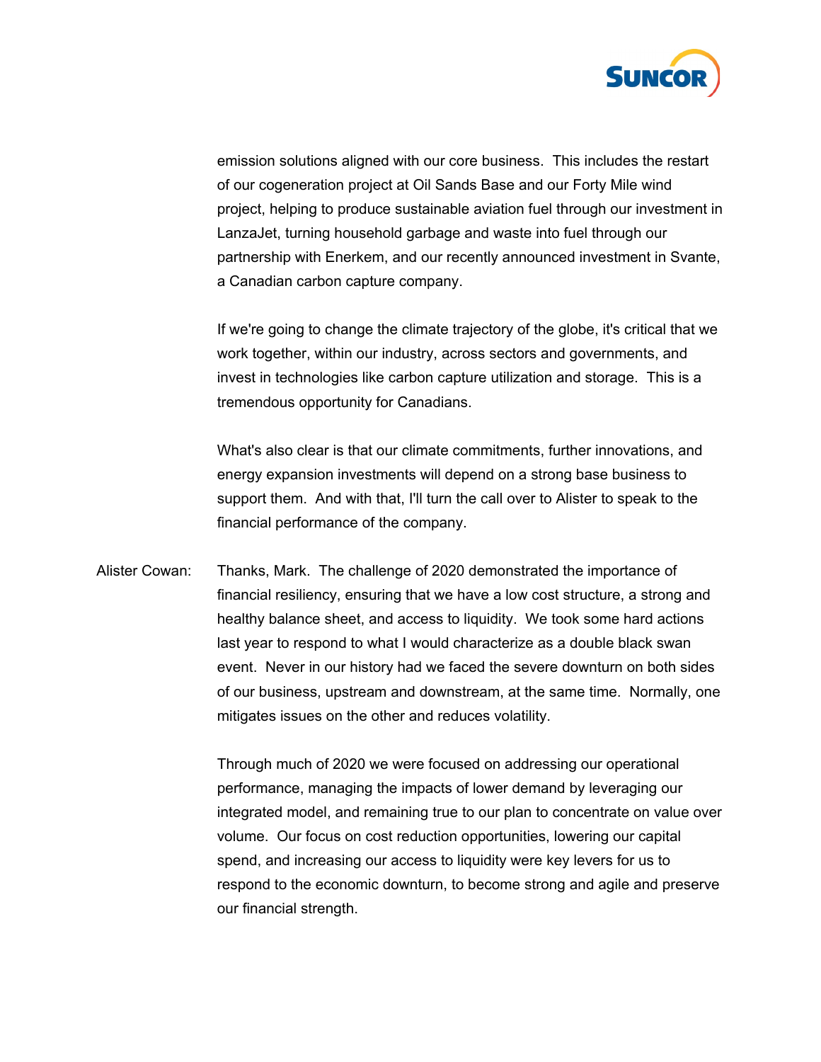emission solutions aligned with our core business. This includes the restart of our cogeneration project at Oil Sands Base and our Forty Mile wind project, helping to produce sustainable aviation fuel through our investment in LanzaJet, turning household garbage and waste into fuel through our partnership with Enerkem, and our recently announced investment in Svante, a Canadian carbon capture company.

If we're going to change the climate trajectory of the globe, it's critical that we work together, within our industry, across sectors and governments, and invest in technologies like carbon capture utilization and storage. This is a tremendous opportunity for Canadians.

What's also clear is that our climate commitments, further innovations, and energy expansion investments will depend on a strong base business to support them. And with that, I'll turn the call over to Alister to speak to the financial performance of the company.

Alister Cowan: Thanks, Mark. The challenge of 2020 demonstrated the importance of financial resiliency, ensuring that we have a low cost structure, a strong and healthy balance sheet, and access to liquidity. We took some hard actions last year to respond to what I would characterize as a double black swan event. Never in our history had we faced the severe downturn on both sides of our business, upstream and downstream, at the same time. Normally, one mitigates issues on the other and reduces volatility.

Through much of 2020 we were focused on addressing our operational performance, managing the impacts of lower demand by leveraging our integrated model, and remaining true to our plan to concentrate on value over volume. Our focus on cost reduction opportunities, lowering our capital spend, and increasing our access to liquidity were key levers for us to respond to the economic downturn, to become strong and agile and preserve our financial strength.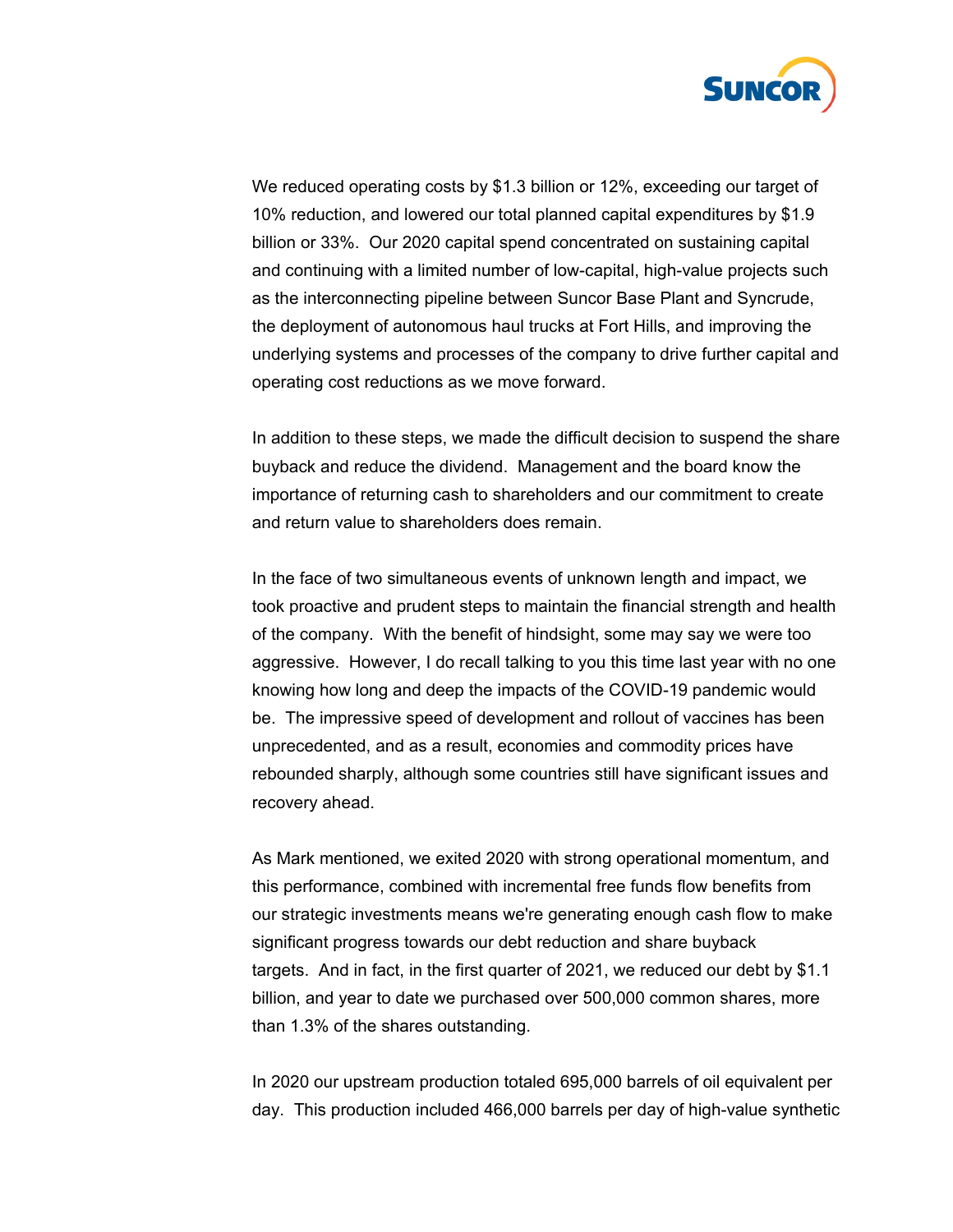We reduced operating costs by $1.3 billion or 12%, exceeding our target of 10% reduction, and lowered our total planned capital expenditures by $1.9 billion or 33%. Our 2020 capital spend concentrated on sustaining capital and continuing with a limited number of low-capital, high-value projects such as the interconnecting pipeline between Suncor Base Plant and Syncrude, the deployment of autonomous haul trucks at Fort Hills, and improving the underlying systems and processes of the company to drive further capital and operating cost reductions as we move forward.

In addition to these steps, we made the difficult decision to suspend the share buyback and reduce the dividend. Management and the board know the importance of returning cash to shareholders and our commitment to create and return value to shareholders does remain.

In the face of two simultaneous events of unknown length and impact, we took proactive and prudent steps to maintain the financial strength and health of the company. With the benefit of hindsight, some may say we were too aggressive. However, I do recall talking to you this time last year with no one knowing how long and deep the impacts of the COVID-19 pandemic would be. The impressive speed of development and rollout of vaccines has been unprecedented, and as a result, economies and commodity prices have rebounded sharply, although some countries still have significant issues and recovery ahead.

As Mark mentioned, we exited 2020 with strong operational momentum, and this performance, combined with incremental free funds flow benefits from our strategic investments means we're generating enough cash flow to make significant progress towards our debt reduction and share buyback targets. And in fact, in the first quarter of 2021, we reduced our debt by $1.1 billion, and year to date we purchased over 500,000 common shares, more than 1.3% of the shares outstanding.

In 2020 our upstream production totaled 695,000 barrels of oil equivalent per day. This production included 466,000 barrels per day of high-value synthetic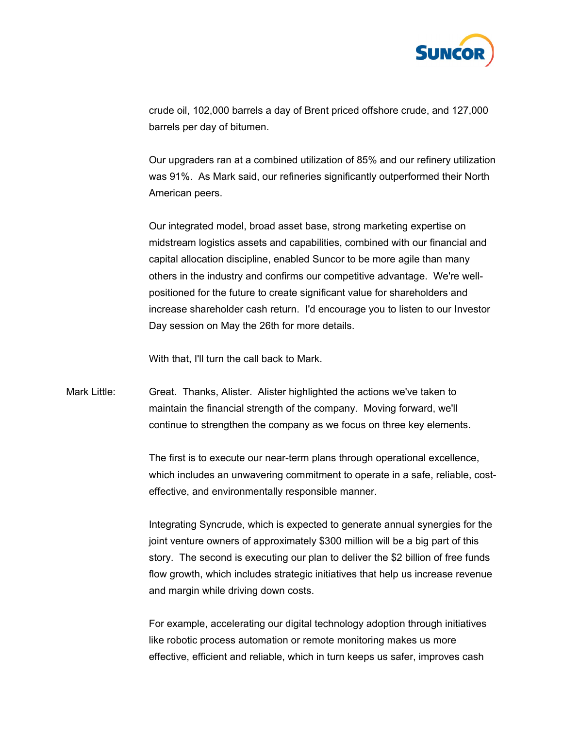crude oil, 102,000 barrels a day of Brent priced offshore crude, and 127,000 barrels per day of bitumen.

Our upgraders ran at a combined utilization of 85% and our refinery utilization was 91%. As Mark said, our refineries significantly outperformed their North American peers.

Our integrated model, broad asset base, strong marketing expertise on midstream logistics assets and capabilities, combined with our financial and capital allocation discipline, enabled Suncor to be more agile than many others in the industry and confirms our competitive advantage. We're well-positioned for the future to create significant value for shareholders and increase shareholder cash return. I'd encourage you to listen to our Investor Day session on May the 26th for more details.

With that, I'll turn the call back to Mark.

Mark Little: Great. Thanks, Alister. Alister highlighted the actions we've taken to maintain the financial strength of the company. Moving forward, we'll continue to strengthen the company as we focus on three key elements.

The first is to execute our near-term plans through operational excellence, which includes an unwavering commitment to operate in a safe, reliable, cost-effective, and environmentally responsible manner.

Integrating Syncrude, which is expected to generate annual synergies for the joint venture owners of approximately $300 million will be a big part of this story. The second is executing our plan to deliver the $2 billion of free funds flow growth, which includes strategic initiatives that help us increase revenue and margin while driving down costs.

For example, accelerating our digital technology adoption through initiatives like robotic process automation or remote monitoring makes us more effective, efficient and reliable, which in turn keeps us safer, improves cash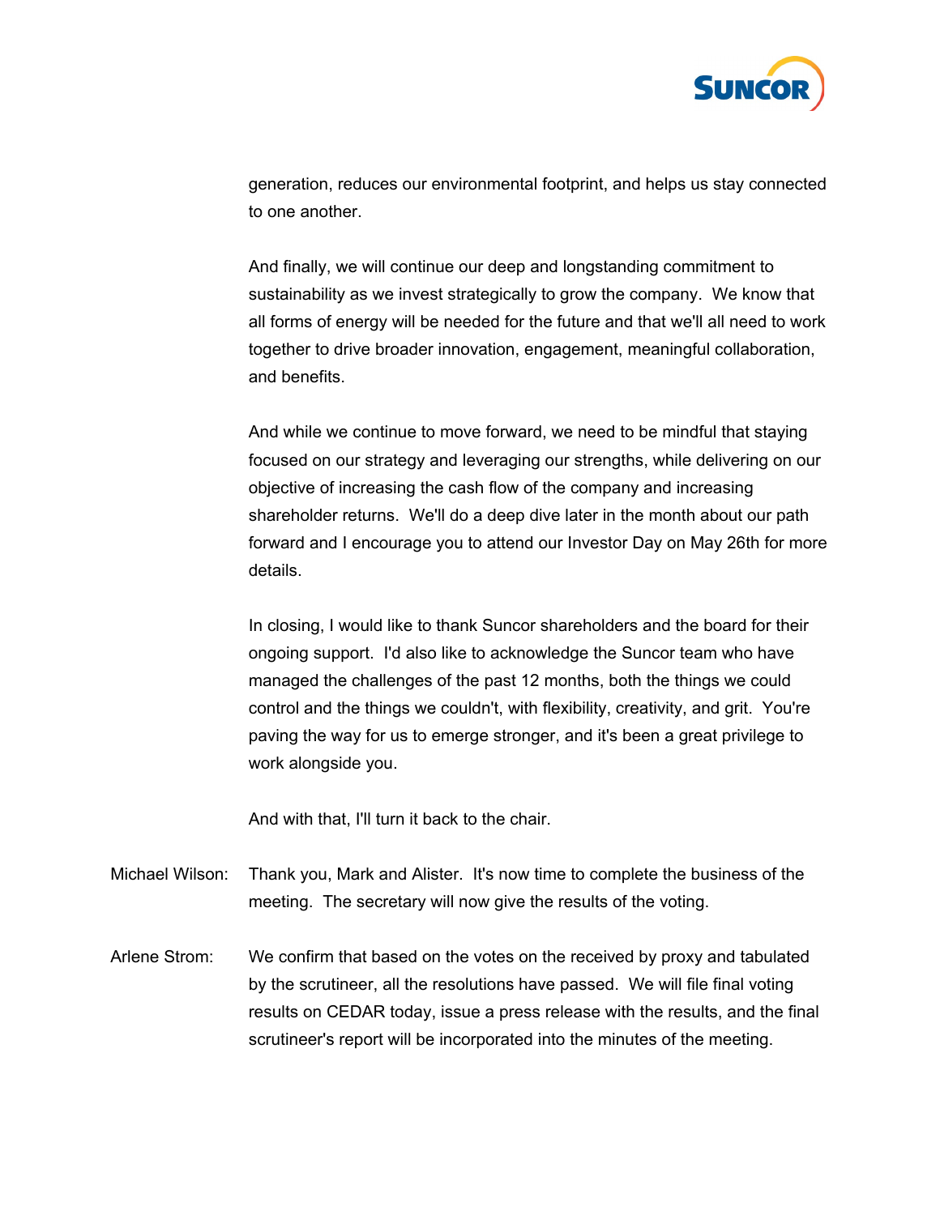generation, reduces our environmental footprint, and helps us stay connected to one another.

And finally, we will continue our deep and longstanding commitment to sustainability as we invest strategically to grow the company. We know that all forms of energy will be needed for the future and that we'll all need to work together to drive broader innovation, engagement, meaningful collaboration, and benefits.

And while we continue to move forward, we need to be mindful that staying focused on our strategy and leveraging our strengths, while delivering on our objective of increasing the cash flow of the company and increasing shareholder returns. We'll do a deep dive later in the month about our path forward and I encourage you to attend our Investor Day on May 26th for more details.

In closing, I would like to thank Suncor shareholders and the board for their ongoing support. I'd also like to acknowledge the Suncor team who have managed the challenges of the past 12 months, both the things we could control and the things we couldn't, with flexibility, creativity, and grit. You're paving the way for us to emerge stronger, and it's been a great privilege to work alongside you.

And with that, I'll turn it back to the chair.

Michael Wilson: Thank you, Mark and Alister. It's now time to complete the business of the meeting. The secretary will now give the results of the voting.

Arlene Strom: We confirm that based on the votes on the received by proxy and tabulated by the scrutineer, all the resolutions have passed. We will file final voting results on CEDAR today, issue a press release with the results, and the final scrutineer's report will be incorporated into the minutes of the meeting.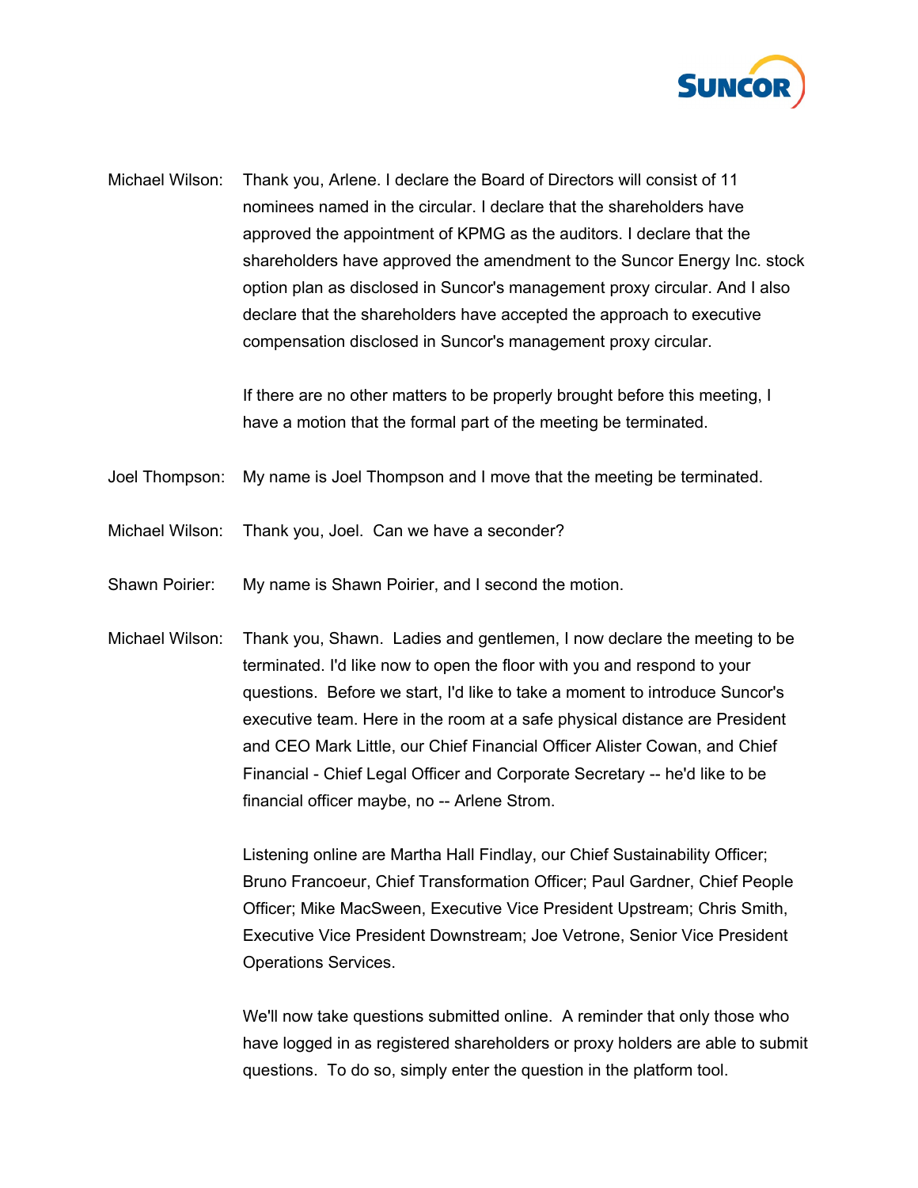Michael Wilson: Thank you, Arlene. I declare the Board of Directors will consist of 11 nominees named in the circular. I declare that the shareholders have approved the appointment of KPMG as the auditors. I declare that the shareholders have approved the amendment to the Suncor Energy Inc. stock option plan as disclosed in Suncor's management proxy circular. And I also declare that the shareholders have accepted the approach to executive compensation disclosed in Suncor's management proxy circular.

If there are no other matters to be properly brought before this meeting, I have a motion that the formal part of the meeting be terminated.

Joel Thompson: My name is Joel Thompson and I move that the meeting be terminated.

Michael Wilson: Thank you, Joel. Can we have a seconder?

Shawn Poirier: My name is Shawn Poirier, and I second the motion.

Michael Wilson: Thank you, Shawn. Ladies and gentlemen, I now declare the meeting to be terminated. I'd like now to open the floor with you and respond to your questions. Before we start, I'd like to take a moment to introduce Suncor's executive team. Here in the room at a safe physical distance are President and CEO Mark Little, our Chief Financial Officer Alister Cowan, and Chief Financial - Chief Legal Officer and Corporate Secretary -- he'd like to be financial officer maybe, no -- Arlene Strom.

Listening online are Martha Hall Findlay, our Chief Sustainability Officer; Bruno Francoeur, Chief Transformation Officer; Paul Gardner, Chief People Officer; Mike MacSween, Executive Vice President Upstream; Chris Smith, Executive Vice President Downstream; Joe Vetrone, Senior Vice President Operations Services.

We'll now take questions submitted online. A reminder that only those who have logged in as registered shareholders or proxy holders are able to submit questions. To do so, simply enter the question in the platform tool.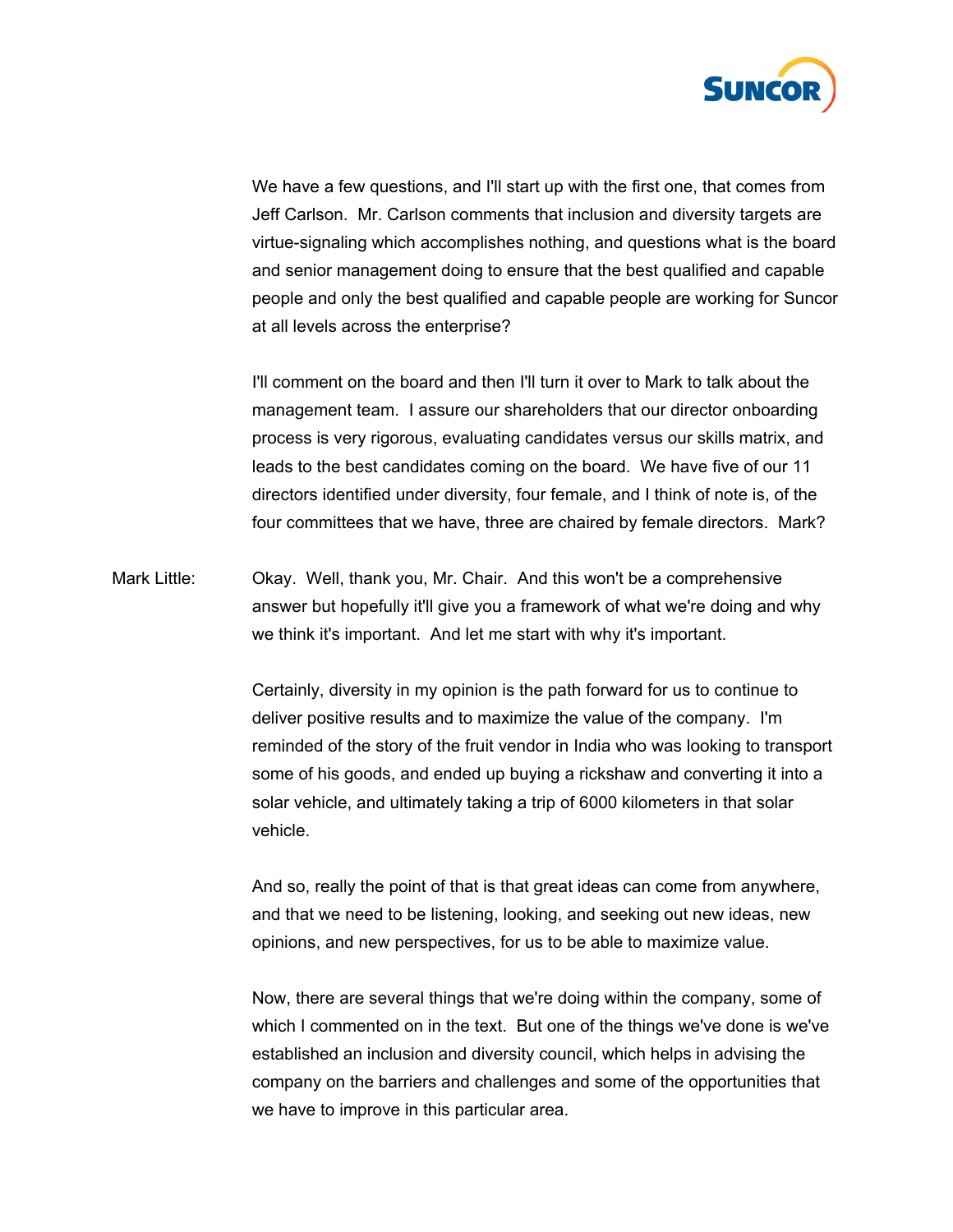We have a few questions, and I'll start up with the first one, that comes from Jeff Carlson. Mr. Carlson comments that inclusion and diversity targets are virtue-signaling which accomplishes nothing, and questions what is the board and senior management doing to ensure that the best qualified and capable people and only the best qualified and capable people are working for Suncor at all levels across the enterprise?

I'll comment on the board and then I'll turn it over to Mark to talk about the management team. I assure our shareholders that our director onboarding process is very rigorous, evaluating candidates versus our skills matrix, and leads to the best candidates coming on the board. We have five of our 11 directors identified under diversity, four female, and I think of note is, of the four committees that we have, three are chaired by female directors. Mark?

Mark Little: Okay. Well, thank you, Mr. Chair. And this won't be a comprehensive answer but hopefully it'll give you a framework of what we're doing and why we think it's important. And let me start with why it's important.

Certainly, diversity in my opinion is the path forward for us to continue to deliver positive results and to maximize the value of the company. I'm reminded of the story of the fruit vendor in India who was looking to transport some of his goods, and ended up buying a rickshaw and converting it into a solar vehicle, and ultimately taking a trip of 6000 kilometers in that solar vehicle.

And so, really the point of that is that great ideas can come from anywhere, and that we need to be listening, looking, and seeking out new ideas, new opinions, and new perspectives, for us to be able to maximize value.

Now, there are several things that we're doing within the company, some of which I commented on in the text. But one of the things we've done is we've established an inclusion and diversity council, which helps in advising the company on the barriers and challenges and some of the opportunities that we have to improve in this particular area.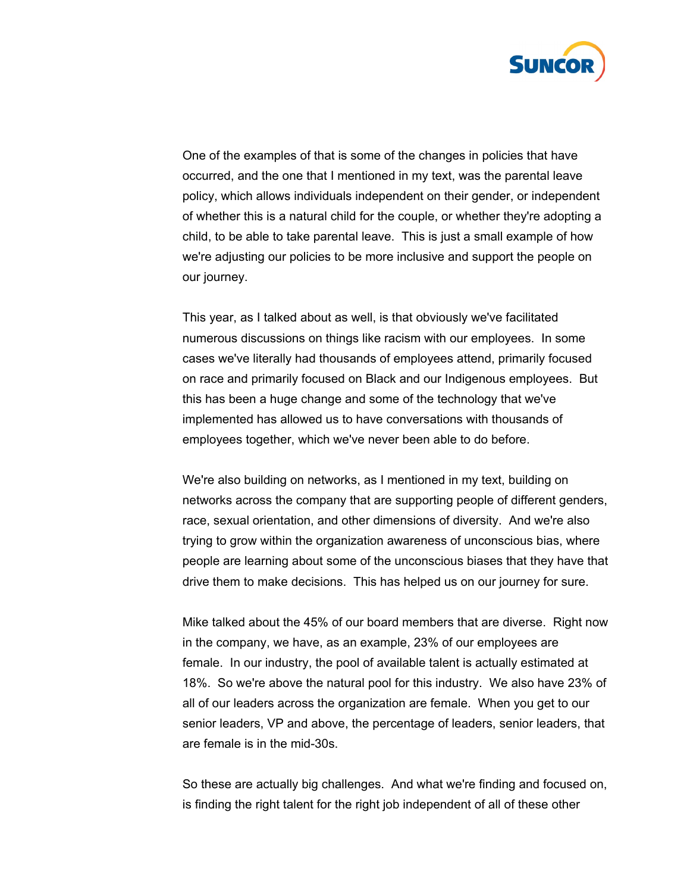One of the examples of that is some of the changes in policies that have occurred, and the one that I mentioned in my text, was the parental leave policy, which allows individuals independent on their gender, or independent of whether this is a natural child for the couple, or whether they're adopting a child, to be able to take parental leave.  This is just a small example of how we're adjusting our policies to be more inclusive and support the people on our journey.

This year, as I talked about as well, is that obviously we've facilitated numerous discussions on things like racism with our employees.  In some cases we've literally had thousands of employees attend, primarily focused on race and primarily focused on Black and our Indigenous employees.  But this has been a huge change and some of the technology that we've implemented has allowed us to have conversations with thousands of employees together, which we've never been able to do before.

We're also building on networks, as I mentioned in my text, building on networks across the company that are supporting people of different genders, race, sexual orientation, and other dimensions of diversity.  And we're also trying to grow within the organization awareness of unconscious bias, where people are learning about some of the unconscious biases that they have that drive them to make decisions.  This has helped us on our journey for sure.

Mike talked about the 45% of our board members that are diverse.  Right now in the company, we have, as an example, 23% of our employees are female.  In our industry, the pool of available talent is actually estimated at 18%.  So we're above the natural pool for this industry.  We also have 23% of all of our leaders across the organization are female.  When you get to our senior leaders, VP and above, the percentage of leaders, senior leaders, that are female is in the mid-30s.

So these are actually big challenges.  And what we're finding and focused on, is finding the right talent for the right job independent of all of these other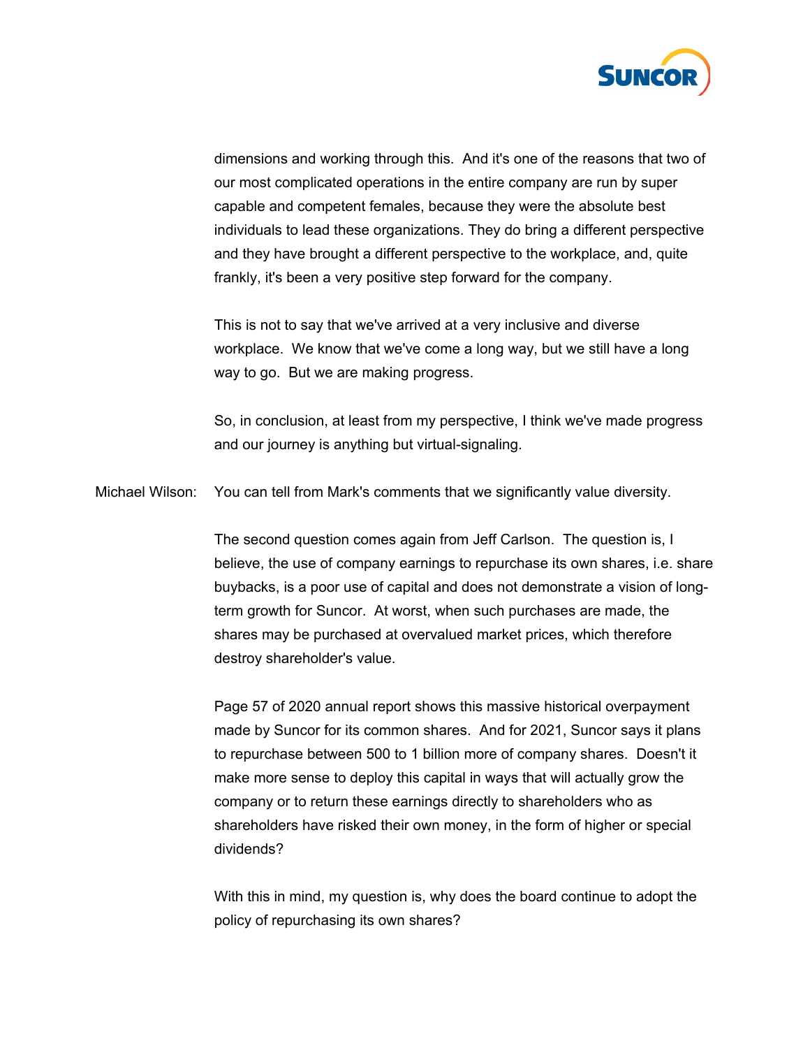dimensions and working through this. And it's one of the reasons that two of our most complicated operations in the entire company are run by super capable and competent females, because they were the absolute best individuals to lead these organizations. They do bring a different perspective and they have brought a different perspective to the workplace, and, quite frankly, it's been a very positive step forward for the company.

This is not to say that we've arrived at a very inclusive and diverse workplace. We know that we've come a long way, but we still have a long way to go. But we are making progress.

So, in conclusion, at least from my perspective, I think we've made progress and our journey is anything but virtual-signaling.

Michael Wilson: You can tell from Mark's comments that we significantly value diversity.

The second question comes again from Jeff Carlson. The question is, I believe, the use of company earnings to repurchase its own shares, i.e. share buybacks, is a poor use of capital and does not demonstrate a vision of long-term growth for Suncor. At worst, when such purchases are made, the shares may be purchased at overvalued market prices, which therefore destroy shareholder's value.

Page 57 of 2020 annual report shows this massive historical overpayment made by Suncor for its common shares. And for 2021, Suncor says it plans to repurchase between 500 to 1 billion more of company shares. Doesn't it make more sense to deploy this capital in ways that will actually grow the company or to return these earnings directly to shareholders who as shareholders have risked their own money, in the form of higher or special dividends?

With this in mind, my question is, why does the board continue to adopt the policy of repurchasing its own shares?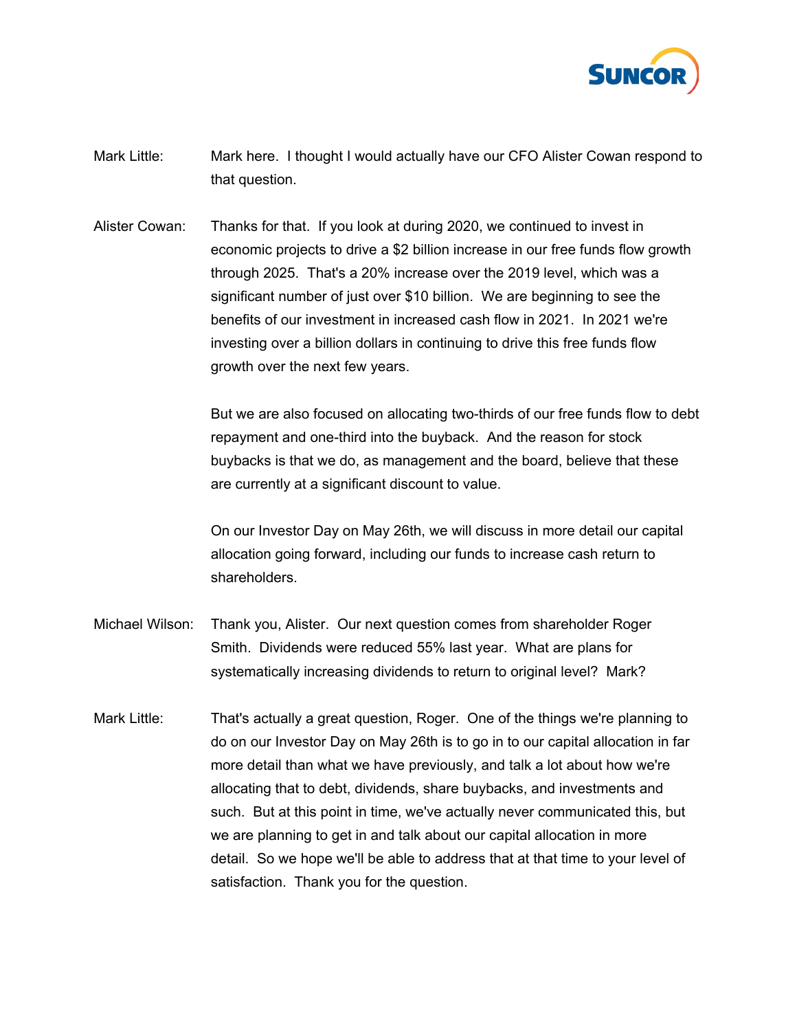Mark Little: Mark here. I thought I would actually have our CFO Alister Cowan respond to that question.

Alister Cowan: Thanks for that. If you look at during 2020, we continued to invest in economic projects to drive a $2 billion increase in our free funds flow growth through 2025. That's a 20% increase over the 2019 level, which was a significant number of just over $10 billion. We are beginning to see the benefits of our investment in increased cash flow in 2021. In 2021 we're investing over a billion dollars in continuing to drive this free funds flow growth over the next few years.

But we are also focused on allocating two-thirds of our free funds flow to debt repayment and one-third into the buyback. And the reason for stock buybacks is that we do, as management and the board, believe that these are currently at a significant discount to value.

On our Investor Day on May 26th, we will discuss in more detail our capital allocation going forward, including our funds to increase cash return to shareholders.

Michael Wilson: Thank you, Alister. Our next question comes from shareholder Roger Smith. Dividends were reduced 55% last year. What are plans for systematically increasing dividends to return to original level? Mark?

Mark Little: That's actually a great question, Roger. One of the things we're planning to do on our Investor Day on May 26th is to go in to our capital allocation in far more detail than what we have previously, and talk a lot about how we're allocating that to debt, dividends, share buybacks, and investments and such. But at this point in time, we've actually never communicated this, but we are planning to get in and talk about our capital allocation in more detail. So we hope we'll be able to address that at that time to your level of satisfaction. Thank you for the question.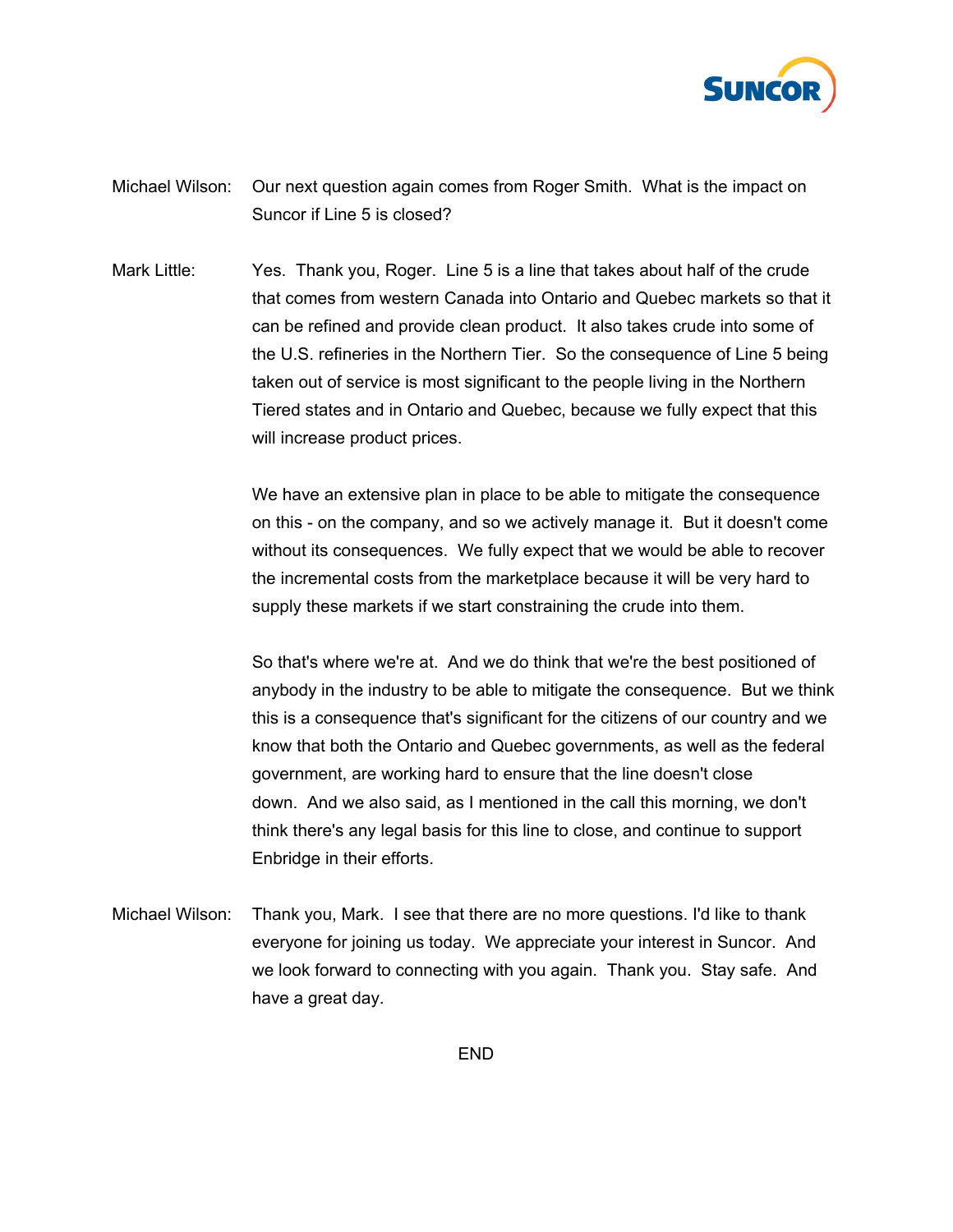Michael Wilson: Our next question again comes from Roger Smith. What is the impact on Suncor if Line 5 is closed?

Mark Little: Yes. Thank you, Roger. Line 5 is a line that takes about half of the crude that comes from western Canada into Ontario and Quebec markets so that it can be refined and provide clean product. It also takes crude into some of the U.S. refineries in the Northern Tier. So the consequence of Line 5 being taken out of service is most significant to the people living in the Northern Tiered states and in Ontario and Quebec, because we fully expect that this will increase product prices.

We have an extensive plan in place to be able to mitigate the consequence on this - on the company, and so we actively manage it. But it doesn't come without its consequences. We fully expect that we would be able to recover the incremental costs from the marketplace because it will be very hard to supply these markets if we start constraining the crude into them.

So that's where we're at. And we do think that we're the best positioned of anybody in the industry to be able to mitigate the consequence. But we think this is a consequence that's significant for the citizens of our country and we know that both the Ontario and Quebec governments, as well as the federal government, are working hard to ensure that the line doesn't close down. And we also said, as I mentioned in the call this morning, we don't think there's any legal basis for this line to close, and continue to support Enbridge in their efforts.

Michael Wilson: Thank you, Mark. I see that there are no more questions. I'd like to thank everyone for joining us today. We appreciate your interest in Suncor. And we look forward to connecting with you again. Thank you. Stay safe. And have a great day.

END